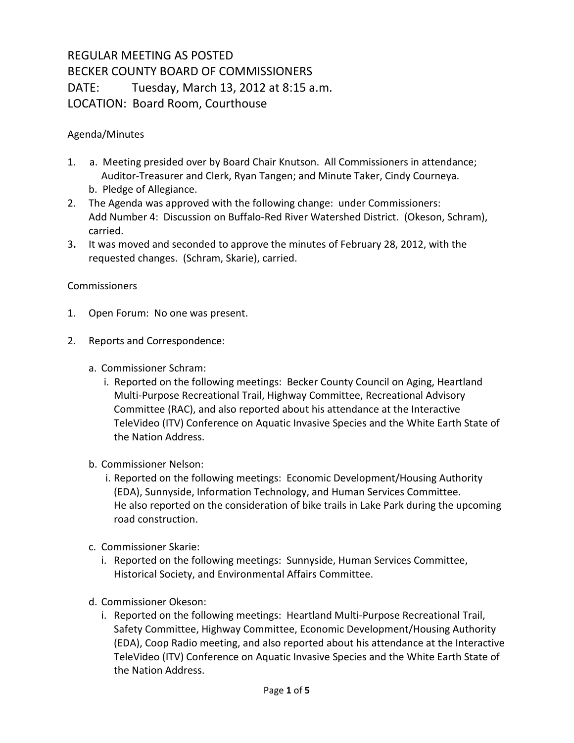REGULAR MEETING AS POSTED
BECKER COUNTY BOARD OF COMMISSIONERS
DATE: Tuesday, March 13, 2012 at 8:15 a.m.
LOCATION: Board Room, Courthouse

Agenda/Minutes

1. a. Meeting presided over by Board Chair Knutson. All Commissioners in attendance; Auditor-Treasurer and Clerk, Ryan Tangen; and Minute Taker, Cindy Courneya.
   b. Pledge of Allegiance.
2. The Agenda was approved with the following change: under Commissioners: Add Number 4: Discussion on Buffalo-Red River Watershed District. (Okeson, Schram), carried.
3. It was moved and seconded to approve the minutes of February 28, 2012, with the requested changes. (Schram, Skarie), carried.

Commissioners

1. Open Forum: No one was present.

2. Reports and Correspondence:

   a. Commissioner Schram:
      i. Reported on the following meetings: Becker County Council on Aging, Heartland Multi-Purpose Recreational Trail, Highway Committee, Recreational Advisory Committee (RAC), and also reported about his attendance at the Interactive TeleVideo (ITV) Conference on Aquatic Invasive Species and the White Earth State of the Nation Address.

   b. Commissioner Nelson:
      i. Reported on the following meetings: Economic Development/Housing Authority (EDA), Sunnyside, Information Technology, and Human Services Committee. He also reported on the consideration of bike trails in Lake Park during the upcoming road construction.

   c. Commissioner Skarie:
      i. Reported on the following meetings: Sunnyside, Human Services Committee, Historical Society, and Environmental Affairs Committee.

   d. Commissioner Okeson:
      i. Reported on the following meetings: Heartland Multi-Purpose Recreational Trail, Safety Committee, Highway Committee, Economic Development/Housing Authority (EDA), Coop Radio meeting, and also reported about his attendance at the Interactive TeleVideo (ITV) Conference on Aquatic Invasive Species and the White Earth State of the Nation Address.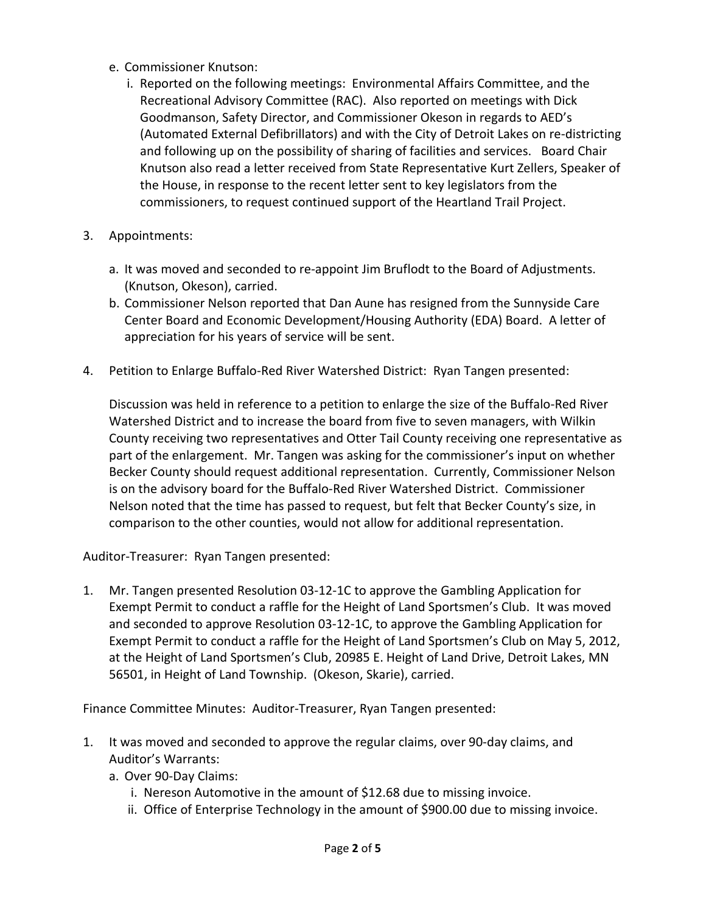e. Commissioner Knutson:
   i. Reported on the following meetings: Environmental Affairs Committee, and the Recreational Advisory Committee (RAC). Also reported on meetings with Dick Goodmanson, Safety Director, and Commissioner Okeson in regards to AED's (Automated External Defibrillators) and with the City of Detroit Lakes on re-districting and following up on the possibility of sharing of facilities and services. Board Chair Knutson also read a letter received from State Representative Kurt Zellers, Speaker of the House, in response to the recent letter sent to key legislators from the commissioners, to request continued support of the Heartland Trail Project.

3. Appointments:

   a. It was moved and seconded to re-appoint Jim Bruflodt to the Board of Adjustments. (Knutson, Okeson), carried.
   b. Commissioner Nelson reported that Dan Aune has resigned from the Sunnyside Care Center Board and Economic Development/Housing Authority (EDA) Board. A letter of appreciation for his years of service will be sent.

4. Petition to Enlarge Buffalo-Red River Watershed District: Ryan Tangen presented:

   Discussion was held in reference to a petition to enlarge the size of the Buffalo-Red River Watershed District and to increase the board from five to seven managers, with Wilkin County receiving two representatives and Otter Tail County receiving one representative as part of the enlargement. Mr. Tangen was asking for the commissioner's input on whether Becker County should request additional representation. Currently, Commissioner Nelson is on the advisory board for the Buffalo-Red River Watershed District. Commissioner Nelson noted that the time has passed to request, but felt that Becker County's size, in comparison to the other counties, would not allow for additional representation.

Auditor-Treasurer: Ryan Tangen presented:

1. Mr. Tangen presented Resolution 03-12-1C to approve the Gambling Application for Exempt Permit to conduct a raffle for the Height of Land Sportsmen's Club. It was moved and seconded to approve Resolution 03-12-1C, to approve the Gambling Application for Exempt Permit to conduct a raffle for the Height of Land Sportsmen's Club on May 5, 2012, at the Height of Land Sportsmen's Club, 20985 E. Height of Land Drive, Detroit Lakes, MN 56501, in Height of Land Township. (Okeson, Skarie), carried.

Finance Committee Minutes: Auditor-Treasurer, Ryan Tangen presented:

1. It was moved and seconded to approve the regular claims, over 90-day claims, and Auditor's Warrants:
   a. Over 90-Day Claims:
      i. Nereson Automotive in the amount of $12.68 due to missing invoice.
      ii. Office of Enterprise Technology in the amount of $900.00 due to missing invoice.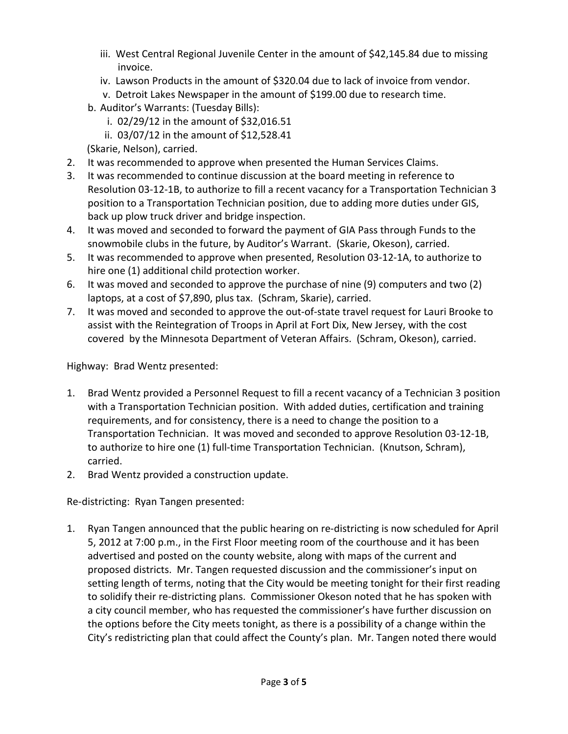iii. West Central Regional Juvenile Center in the amount of $42,145.84 due to missing invoice.
   iv. Lawson Products in the amount of $320.04 due to lack of invoice from vendor.
   v. Detroit Lakes Newspaper in the amount of $199.00 due to research time.

   b. Auditor's Warrants: (Tuesday Bills):
      i. 02/29/12 in the amount of $32,016.51
      ii. 03/07/12 in the amount of $12,528.41

   (Skarie, Nelson), carried.

2. It was recommended to approve when presented the Human Services Claims.
3. It was recommended to continue discussion at the board meeting in reference to Resolution 03-12-1B, to authorize to fill a recent vacancy for a Transportation Technician 3 position to a Transportation Technician position, due to adding more duties under GIS, back up plow truck driver and bridge inspection.
4. It was moved and seconded to forward the payment of GIA Pass through Funds to the snowmobile clubs in the future, by Auditor's Warrant. (Skarie, Okeson), carried.
5. It was recommended to approve when presented, Resolution 03-12-1A, to authorize to hire one (1) additional child protection worker.
6. It was moved and seconded to approve the purchase of nine (9) computers and two (2) laptops, at a cost of $7,890, plus tax. (Schram, Skarie), carried.
7. It was moved and seconded to approve the out-of-state travel request for Lauri Brooke to assist with the Reintegration of Troops in April at Fort Dix, New Jersey, with the cost covered by the Minnesota Department of Veteran Affairs. (Schram, Okeson), carried.

Highway: Brad Wentz presented:

1. Brad Wentz provided a Personnel Request to fill a recent vacancy of a Technician 3 position with a Transportation Technician position. With added duties, certification and training requirements, and for consistency, there is a need to change the position to a Transportation Technician. It was moved and seconded to approve Resolution 03-12-1B, to authorize to hire one (1) full-time Transportation Technician. (Knutson, Schram), carried.
2. Brad Wentz provided a construction update.

Re-districting: Ryan Tangen presented:

1. Ryan Tangen announced that the public hearing on re-districting is now scheduled for April 5, 2012 at 7:00 p.m., in the First Floor meeting room of the courthouse and it has been advertised and posted on the county website, along with maps of the current and proposed districts. Mr. Tangen requested discussion and the commissioner's input on setting length of terms, noting that the City would be meeting tonight for their first reading to solidify their re-districting plans. Commissioner Okeson noted that he has spoken with a city council member, who has requested the commissioner's have further discussion on the options before the City meets tonight, as there is a possibility of a change within the City's redistricting plan that could affect the County's plan. Mr. Tangen noted there would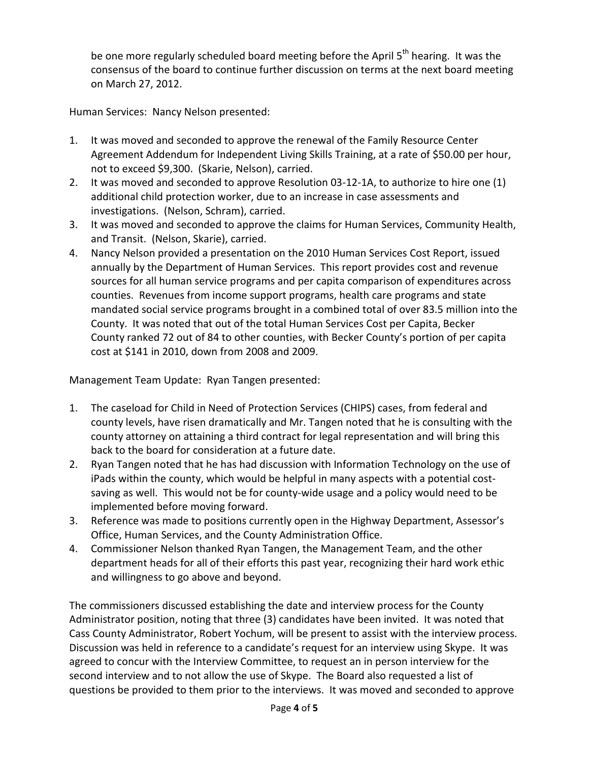be one more regularly scheduled board meeting before the April 5th hearing. It was the consensus of the board to continue further discussion on terms at the next board meeting on March 27, 2012.

Human Services: Nancy Nelson presented:

1. It was moved and seconded to approve the renewal of the Family Resource Center Agreement Addendum for Independent Living Skills Training, at a rate of $50.00 per hour, not to exceed $9,300. (Skarie, Nelson), carried.
2. It was moved and seconded to approve Resolution 03-12-1A, to authorize to hire one (1) additional child protection worker, due to an increase in case assessments and investigations. (Nelson, Schram), carried.
3. It was moved and seconded to approve the claims for Human Services, Community Health, and Transit. (Nelson, Skarie), carried.
4. Nancy Nelson provided a presentation on the 2010 Human Services Cost Report, issued annually by the Department of Human Services. This report provides cost and revenue sources for all human service programs and per capita comparison of expenditures across counties. Revenues from income support programs, health care programs and state mandated social service programs brought in a combined total of over 83.5 million into the County. It was noted that out of the total Human Services Cost per Capita, Becker County ranked 72 out of 84 to other counties, with Becker County's portion of per capita cost at $141 in 2010, down from 2008 and 2009.

Management Team Update: Ryan Tangen presented:

1. The caseload for Child in Need of Protection Services (CHIPS) cases, from federal and county levels, have risen dramatically and Mr. Tangen noted that he is consulting with the county attorney on attaining a third contract for legal representation and will bring this back to the board for consideration at a future date.
2. Ryan Tangen noted that he has had discussion with Information Technology on the use of iPads within the county, which would be helpful in many aspects with a potential cost-saving as well. This would not be for county-wide usage and a policy would need to be implemented before moving forward.
3. Reference was made to positions currently open in the Highway Department, Assessor's Office, Human Services, and the County Administration Office.
4. Commissioner Nelson thanked Ryan Tangen, the Management Team, and the other department heads for all of their efforts this past year, recognizing their hard work ethic and willingness to go above and beyond.

The commissioners discussed establishing the date and interview process for the County Administrator position, noting that three (3) candidates have been invited. It was noted that Cass County Administrator, Robert Yochum, will be present to assist with the interview process. Discussion was held in reference to a candidate's request for an interview using Skype. It was agreed to concur with the Interview Committee, to request an in person interview for the second interview and to not allow the use of Skype. The Board also requested a list of questions be provided to them prior to the interviews. It was moved and seconded to approve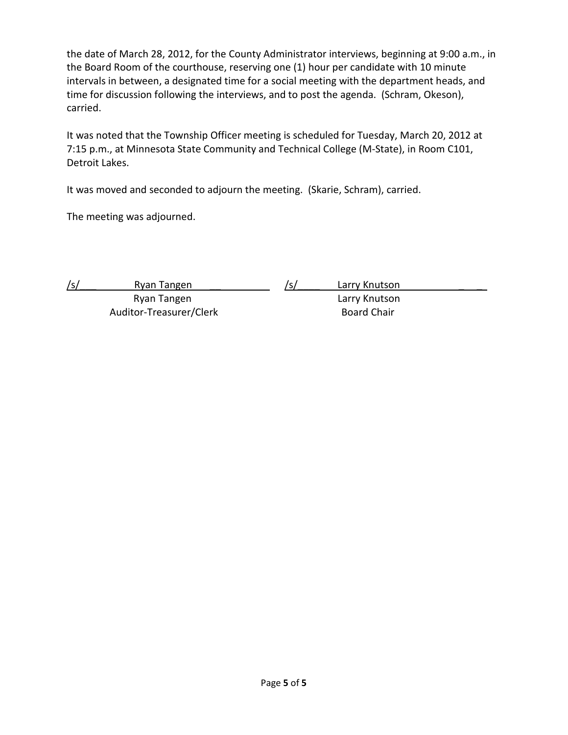the date of March 28, 2012, for the County Administrator interviews, beginning at 9:00 a.m., in the Board Room of the courthouse, reserving one (1) hour per candidate with 10 minute intervals in between, a designated time for a social meeting with the department heads, and time for discussion following the interviews, and to post the agenda. (Schram, Okeson), carried.

It was noted that the Township Officer meeting is scheduled for Tuesday, March 20, 2012 at 7:15 p.m., at Minnesota State Community and Technical College (M-State), in Room C101, Detroit Lakes.

It was moved and seconded to adjourn the meeting. (Skarie, Schram), carried.

The meeting was adjourned.

/s/ Ryan Tangen
Ryan Tangen
Auditor-Treasurer/Clerk

/s/ Larry Knutson
Larry Knutson
Board Chair